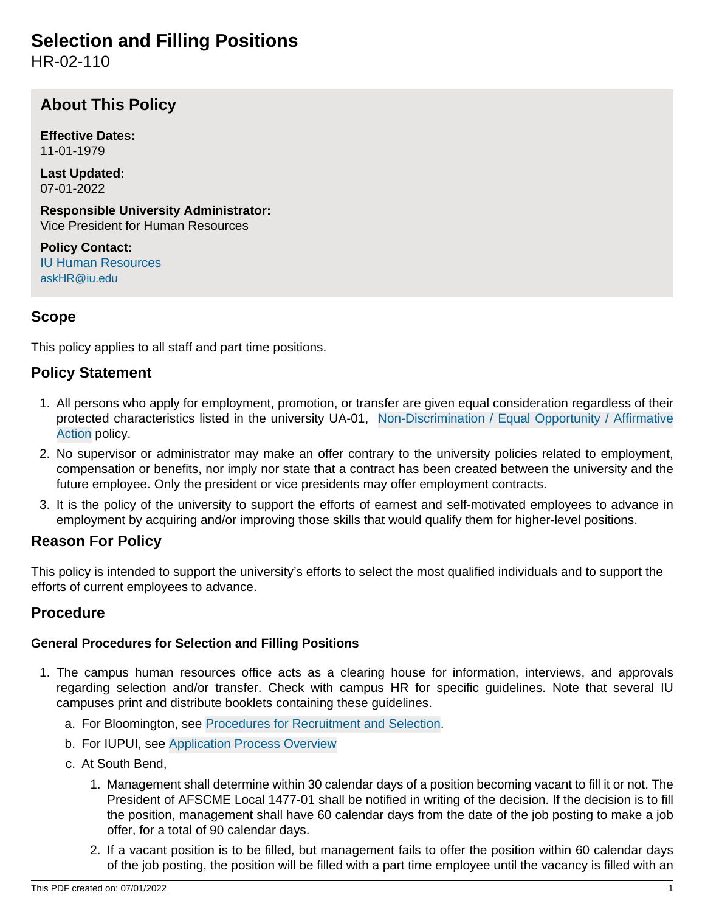# Selection and Filling Positions

HR-02-110

## About This Policy

**Effective Dates:**
11-01-1979

**Last Updated:**
07-01-2022

**Responsible University Administrator:**
Vice President for Human Resources

**Policy Contact:**
IU Human Resources
askHR@iu.edu

## Scope

This policy applies to all staff and part time positions.

## Policy Statement

1. All persons who apply for employment, promotion, or transfer are given equal consideration regardless of their protected characteristics listed in the university UA-01, Non-Discrimination / Equal Opportunity / Affirmative Action policy.
2. No supervisor or administrator may make an offer contrary to the university policies related to employment, compensation or benefits, nor imply nor state that a contract has been created between the university and the future employee. Only the president or vice presidents may offer employment contracts.
3. It is the policy of the university to support the efforts of earnest and self-motivated employees to advance in employment by acquiring and/or improving those skills that would qualify them for higher-level positions.

## Reason For Policy

This policy is intended to support the university's efforts to select the most qualified individuals and to support the efforts of current employees to advance.

## Procedure

### General Procedures for Selection and Filling Positions

1. The campus human resources office acts as a clearing house for information, interviews, and approvals regarding selection and/or transfer. Check with campus HR for specific guidelines. Note that several IU campuses print and distribute booklets containing these guidelines.
   a. For Bloomington, see Procedures for Recruitment and Selection.
   b. For IUPUI, see Application Process Overview
   c. At South Bend,
      1. Management shall determine within 30 calendar days of a position becoming vacant to fill it or not. The President of AFSCME Local 1477-01 shall be notified in writing of the decision. If the decision is to fill the position, management shall have 60 calendar days from the date of the job posting to make a job offer, for a total of 90 calendar days.
      2. If a vacant position is to be filled, but management fails to offer the position within 60 calendar days of the job posting, the position will be filled with a part time employee until the vacancy is filled with an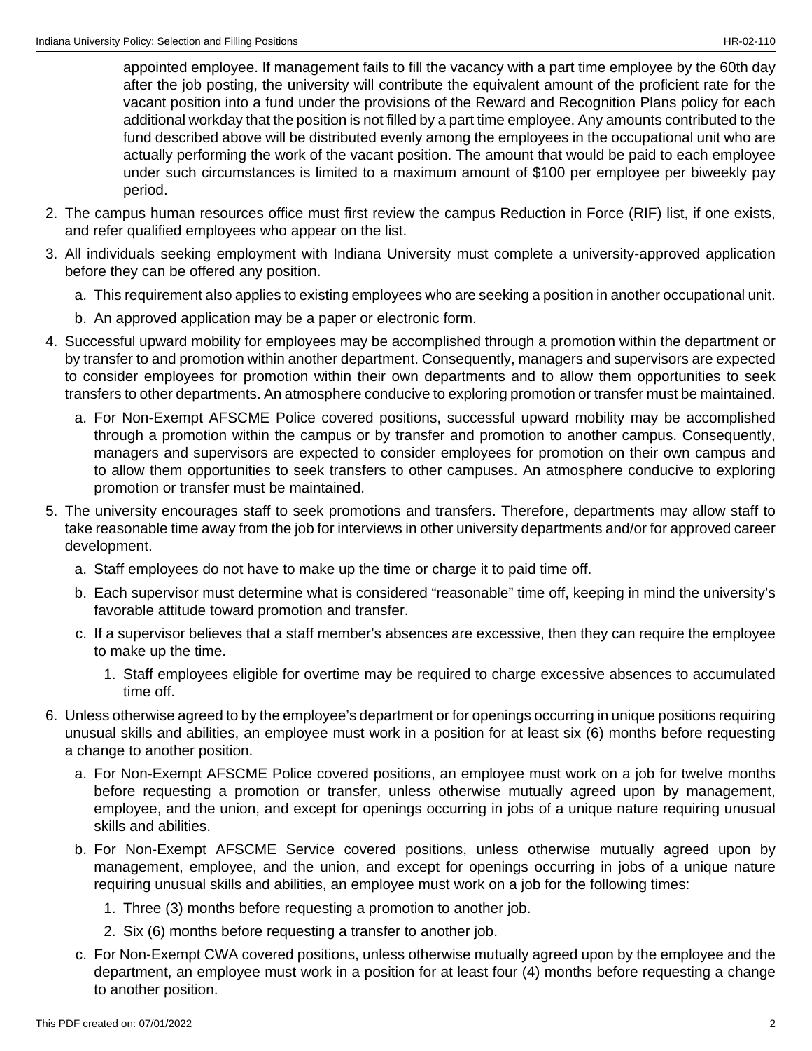appointed employee. If management fails to fill the vacancy with a part time employee by the 60th day after the job posting, the university will contribute the equivalent amount of the proficient rate for the vacant position into a fund under the provisions of the Reward and Recognition Plans policy for each additional workday that the position is not filled by a part time employee. Any amounts contributed to the fund described above will be distributed evenly among the employees in the occupational unit who are actually performing the work of the vacant position. The amount that would be paid to each employee under such circumstances is limited to a maximum amount of $100 per employee per biweekly pay period.

2. The campus human resources office must first review the campus Reduction in Force (RIF) list, if one exists, and refer qualified employees who appear on the list.
3. All individuals seeking employment with Indiana University must complete a university-approved application before they can be offered any position.
   a. This requirement also applies to existing employees who are seeking a position in another occupational unit.
   b. An approved application may be a paper or electronic form.
4. Successful upward mobility for employees may be accomplished through a promotion within the department or by transfer to and promotion within another department. Consequently, managers and supervisors are expected to consider employees for promotion within their own departments and to allow them opportunities to seek transfers to other departments. An atmosphere conducive to exploring promotion or transfer must be maintained.
   a. For Non-Exempt AFSCME Police covered positions, successful upward mobility may be accomplished through a promotion within the campus or by transfer and promotion to another campus. Consequently, managers and supervisors are expected to consider employees for promotion on their own campus and to allow them opportunities to seek transfers to other campuses. An atmosphere conducive to exploring promotion or transfer must be maintained.
5. The university encourages staff to seek promotions and transfers. Therefore, departments may allow staff to take reasonable time away from the job for interviews in other university departments and/or for approved career development.
   a. Staff employees do not have to make up the time or charge it to paid time off.
   b. Each supervisor must determine what is considered "reasonable" time off, keeping in mind the university's favorable attitude toward promotion and transfer.
   c. If a supervisor believes that a staff member's absences are excessive, then they can require the employee to make up the time.
      1. Staff employees eligible for overtime may be required to charge excessive absences to accumulated time off.
6. Unless otherwise agreed to by the employee's department or for openings occurring in unique positions requiring unusual skills and abilities, an employee must work in a position for at least six (6) months before requesting a change to another position.
   a. For Non-Exempt AFSCME Police covered positions, an employee must work on a job for twelve months before requesting a promotion or transfer, unless otherwise mutually agreed upon by management, employee, and the union, and except for openings occurring in jobs of a unique nature requiring unusual skills and abilities.
   b. For Non-Exempt AFSCME Service covered positions, unless otherwise mutually agreed upon by management, employee, and the union, and except for openings occurring in jobs of a unique nature requiring unusual skills and abilities, an employee must work on a job for the following times:
      1. Three (3) months before requesting a promotion to another job.
      2. Six (6) months before requesting a transfer to another job.
   c. For Non-Exempt CWA covered positions, unless otherwise mutually agreed upon by the employee and the department, an employee must work in a position for at least four (4) months before requesting a change to another position.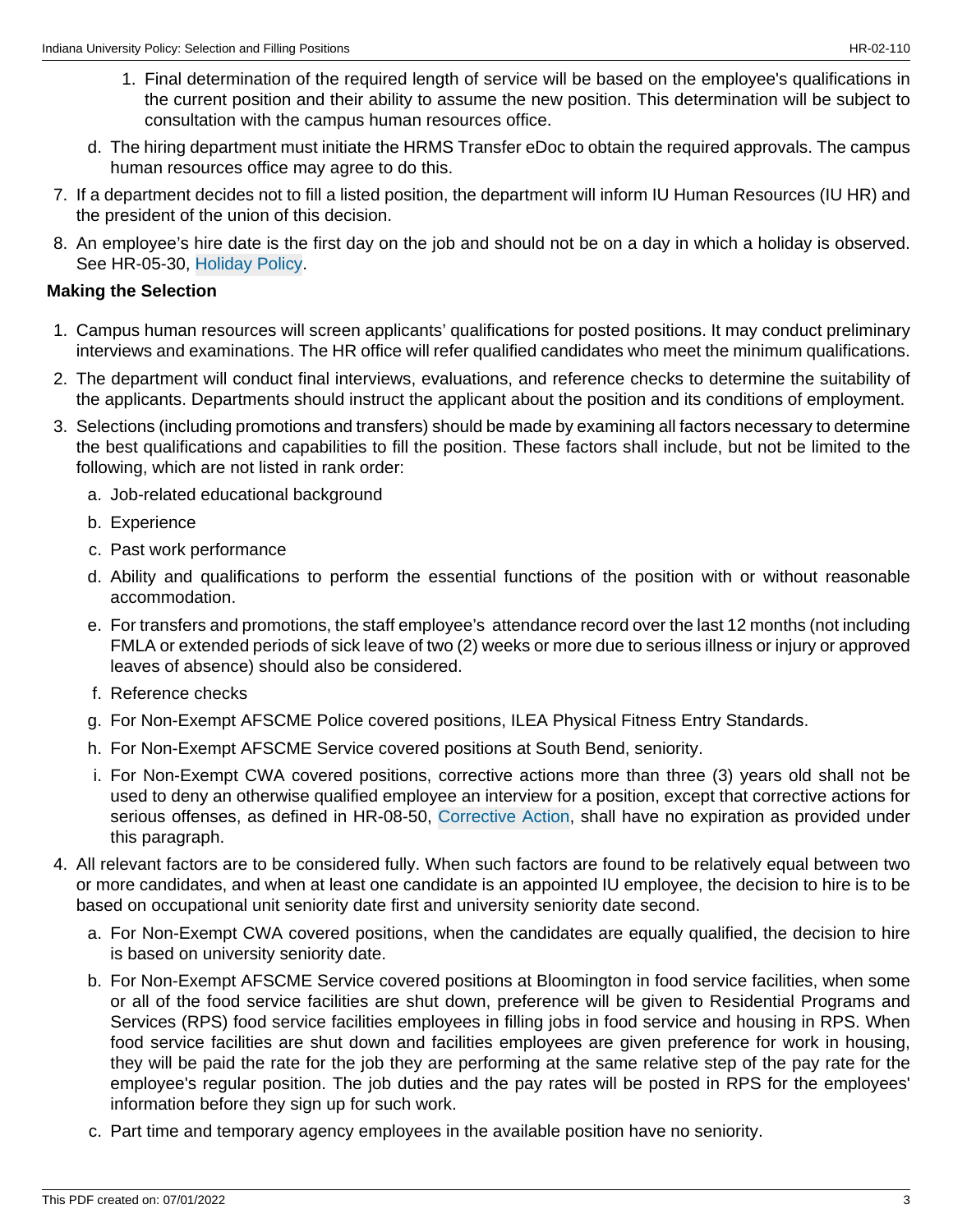1. Final determination of the required length of service will be based on the employee's qualifications in the current position and their ability to assume the new position. This determination will be subject to consultation with the campus human resources office.

   d. The hiring department must initiate the HRMS Transfer eDoc to obtain the required approvals. The campus human resources office may agree to do this.

7. If a department decides not to fill a listed position, the department will inform IU Human Resources (IU HR) and the president of the union of this decision.
8. An employee's hire date is the first day on the job and should not be on a day in which a holiday is observed. See HR-05-30, Holiday Policy.

**Making the Selection**

1. Campus human resources will screen applicants' qualifications for posted positions. It may conduct preliminary interviews and examinations. The HR office will refer qualified candidates who meet the minimum qualifications.
2. The department will conduct final interviews, evaluations, and reference checks to determine the suitability of the applicants. Departments should instruct the applicant about the position and its conditions of employment.
3. Selections (including promotions and transfers) should be made by examining all factors necessary to determine the best qualifications and capabilities to fill the position. These factors shall include, but not be limited to the following, which are not listed in rank order:
   a. Job-related educational background
   b. Experience
   c. Past work performance
   d. Ability and qualifications to perform the essential functions of the position with or without reasonable accommodation.
   e. For transfers and promotions, the staff employee's attendance record over the last 12 months (not including FMLA or extended periods of sick leave of two (2) weeks or more due to serious illness or injury or approved leaves of absence) should also be considered.
   f. Reference checks
   g. For Non-Exempt AFSCME Police covered positions, ILEA Physical Fitness Entry Standards.
   h. For Non-Exempt AFSCME Service covered positions at South Bend, seniority.
   i. For Non-Exempt CWA covered positions, corrective actions more than three (3) years old shall not be used to deny an otherwise qualified employee an interview for a position, except that corrective actions for serious offenses, as defined in HR-08-50, Corrective Action, shall have no expiration as provided under this paragraph.
4. All relevant factors are to be considered fully. When such factors are found to be relatively equal between two or more candidates, and when at least one candidate is an appointed IU employee, the decision to hire is to be based on occupational unit seniority date first and university seniority date second.
   a. For Non-Exempt CWA covered positions, when the candidates are equally qualified, the decision to hire is based on university seniority date.
   b. For Non-Exempt AFSCME Service covered positions at Bloomington in food service facilities, when some or all of the food service facilities are shut down, preference will be given to Residential Programs and Services (RPS) food service facilities employees in filling jobs in food service and housing in RPS. When food service facilities are shut down and facilities employees are given preference for work in housing, they will be paid the rate for the job they are performing at the same relative step of the pay rate for the employee's regular position. The job duties and the pay rates will be posted in RPS for the employees' information before they sign up for such work.
   c. Part time and temporary agency employees in the available position have no seniority.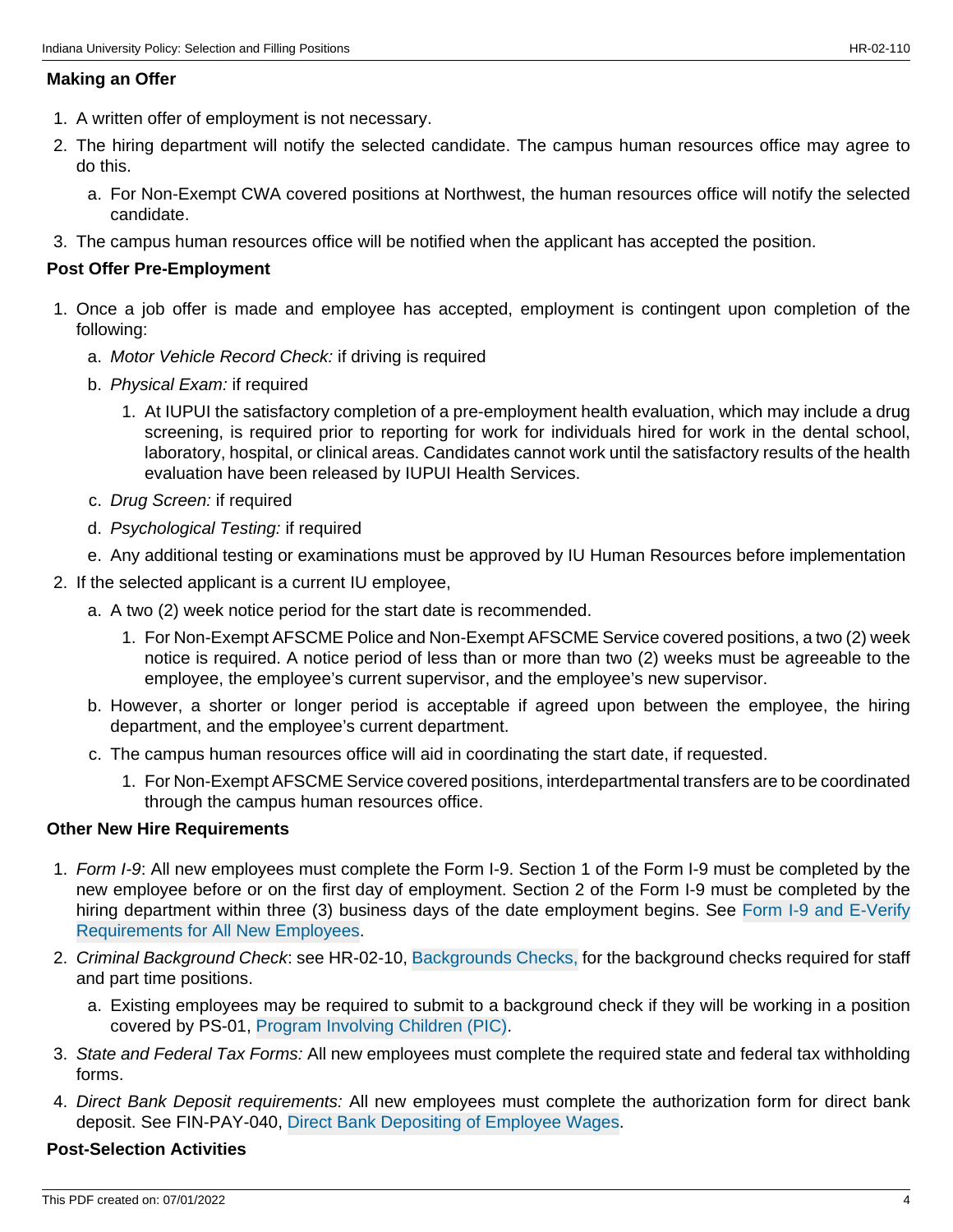### Making an Offer

1. A written offer of employment is not necessary.
2. The hiring department will notify the selected candidate. The campus human resources office may agree to do this.
   a. For Non-Exempt CWA covered positions at Northwest, the human resources office will notify the selected candidate.
3. The campus human resources office will be notified when the applicant has accepted the position.

### Post Offer Pre-Employment

1. Once a job offer is made and employee has accepted, employment is contingent upon completion of the following:
   a. *Motor Vehicle Record Check:* if driving is required
   b. *Physical Exam:* if required
      1. At IUPUI the satisfactory completion of a pre-employment health evaluation, which may include a drug screening, is required prior to reporting for work for individuals hired for work in the dental school, laboratory, hospital, or clinical areas. Candidates cannot work until the satisfactory results of the health evaluation have been released by IUPUI Health Services.
   c. *Drug Screen:* if required
   d. *Psychological Testing:* if required
   e. Any additional testing or examinations must be approved by IU Human Resources before implementation
2. If the selected applicant is a current IU employee,
   a. A two (2) week notice period for the start date is recommended.
      1. For Non-Exempt AFSCME Police and Non-Exempt AFSCME Service covered positions, a two (2) week notice is required. A notice period of less than or more than two (2) weeks must be agreeable to the employee, the employee's current supervisor, and the employee's new supervisor.
   b. However, a shorter or longer period is acceptable if agreed upon between the employee, the hiring department, and the employee's current department.
   c. The campus human resources office will aid in coordinating the start date, if requested.
      1. For Non-Exempt AFSCME Service covered positions, interdepartmental transfers are to be coordinated through the campus human resources office.

### Other New Hire Requirements

1. *Form I-9*: All new employees must complete the Form I-9. Section 1 of the Form I-9 must be completed by the new employee before or on the first day of employment. Section 2 of the Form I-9 must be completed by the hiring department within three (3) business days of the date employment begins. See Form I-9 and E-Verify Requirements for All New Employees.
2. *Criminal Background Check*: see HR-02-10, Backgrounds Checks, for the background checks required for staff and part time positions.
   a. Existing employees may be required to submit to a background check if they will be working in a position covered by PS-01, Program Involving Children (PIC).
3. *State and Federal Tax Forms:* All new employees must complete the required state and federal tax withholding forms.
4. *Direct Bank Deposit requirements:* All new employees must complete the authorization form for direct bank deposit. See FIN-PAY-040, Direct Bank Depositing of Employee Wages.

### Post-Selection Activities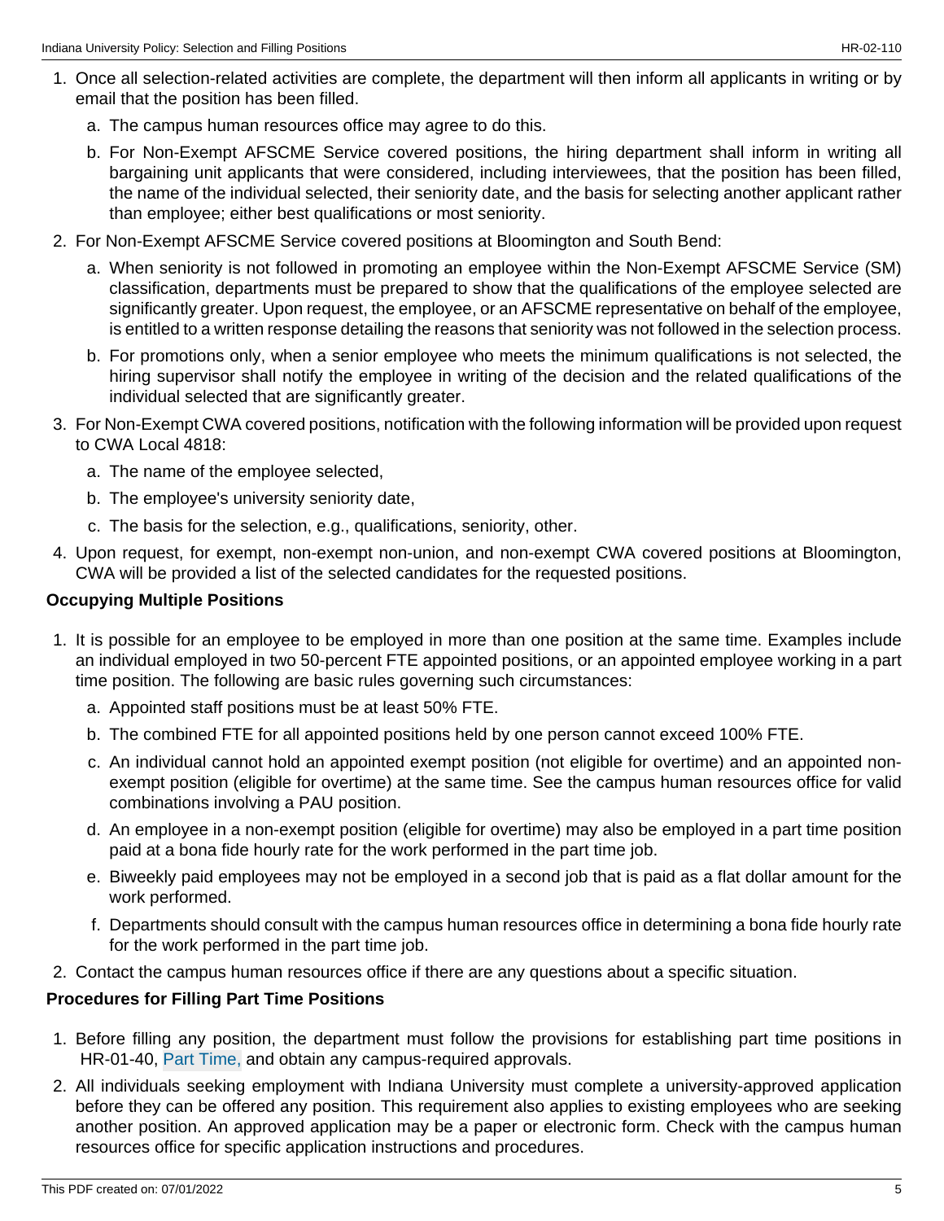1. Once all selection-related activities are complete, the department will then inform all applicants in writing or by email that the position has been filled.
   a. The campus human resources office may agree to do this.
   b. For Non-Exempt AFSCME Service covered positions, the hiring department shall inform in writing all bargaining unit applicants that were considered, including interviewees, that the position has been filled, the name of the individual selected, their seniority date, and the basis for selecting another applicant rather than employee; either best qualifications or most seniority.
2. For Non-Exempt AFSCME Service covered positions at Bloomington and South Bend:
   a. When seniority is not followed in promoting an employee within the Non-Exempt AFSCME Service (SM) classification, departments must be prepared to show that the qualifications of the employee selected are significantly greater. Upon request, the employee, or an AFSCME representative on behalf of the employee, is entitled to a written response detailing the reasons that seniority was not followed in the selection process.
   b. For promotions only, when a senior employee who meets the minimum qualifications is not selected, the hiring supervisor shall notify the employee in writing of the decision and the related qualifications of the individual selected that are significantly greater.
3. For Non-Exempt CWA covered positions, notification with the following information will be provided upon request to CWA Local 4818:
   a. The name of the employee selected,
   b. The employee's university seniority date,
   c. The basis for the selection, e.g., qualifications, seniority, other.
4. Upon request, for exempt, non-exempt non-union, and non-exempt CWA covered positions at Bloomington, CWA will be provided a list of the selected candidates for the requested positions.

**Occupying Multiple Positions**

1. It is possible for an employee to be employed in more than one position at the same time. Examples include an individual employed in two 50-percent FTE appointed positions, or an appointed employee working in a part time position. The following are basic rules governing such circumstances:
   a. Appointed staff positions must be at least 50% FTE.
   b. The combined FTE for all appointed positions held by one person cannot exceed 100% FTE.
   c. An individual cannot hold an appointed exempt position (not eligible for overtime) and an appointed non-exempt position (eligible for overtime) at the same time. See the campus human resources office for valid combinations involving a PAU position.
   d. An employee in a non-exempt position (eligible for overtime) may also be employed in a part time position paid at a bona fide hourly rate for the work performed in the part time job.
   e. Biweekly paid employees may not be employed in a second job that is paid as a flat dollar amount for the work performed.
   f. Departments should consult with the campus human resources office in determining a bona fide hourly rate for the work performed in the part time job.
2. Contact the campus human resources office if there are any questions about a specific situation.

**Procedures for Filling Part Time Positions**

1. Before filling any position, the department must follow the provisions for establishing part time positions in HR-01-40, Part Time, and obtain any campus-required approvals.
2. All individuals seeking employment with Indiana University must complete a university-approved application before they can be offered any position. This requirement also applies to existing employees who are seeking another position. An approved application may be a paper or electronic form. Check with the campus human resources office for specific application instructions and procedures.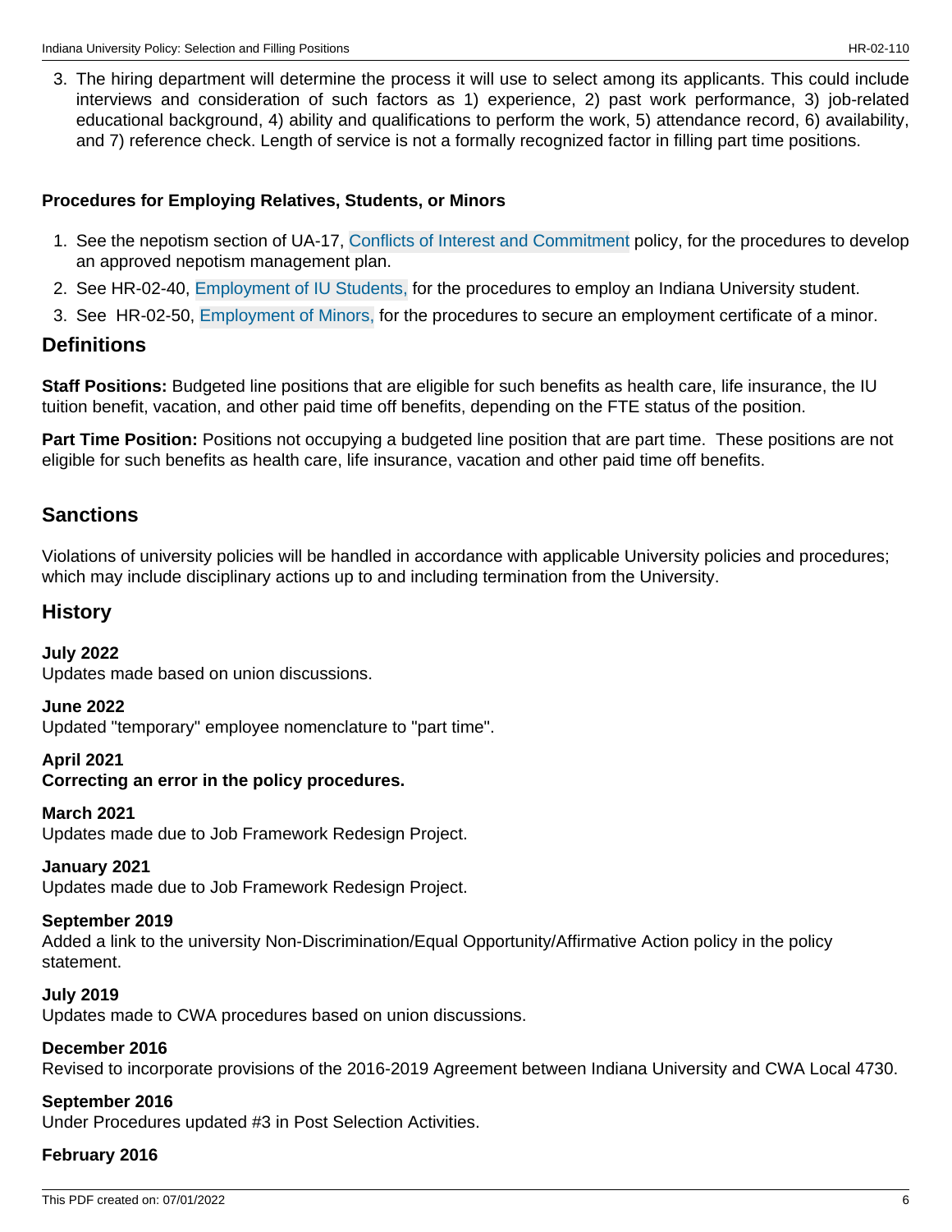3. The hiring department will determine the process it will use to select among its applicants. This could include interviews and consideration of such factors as 1) experience, 2) past work performance, 3) job-related educational background, 4) ability and qualifications to perform the work, 5) attendance record, 6) availability, and 7) reference check. Length of service is not a formally recognized factor in filling part time positions.

**Procedures for Employing Relatives, Students, or Minors**

1. See the nepotism section of UA-17, Conflicts of Interest and Commitment policy, for the procedures to develop an approved nepotism management plan.
2. See HR-02-40, Employment of IU Students, for the procedures to employ an Indiana University student.
3. See HR-02-50, Employment of Minors, for the procedures to secure an employment certificate of a minor.

## Definitions

**Staff Positions:** Budgeted line positions that are eligible for such benefits as health care, life insurance, the IU tuition benefit, vacation, and other paid time off benefits, depending on the FTE status of the position.

**Part Time Position:** Positions not occupying a budgeted line position that are part time. These positions are not eligible for such benefits as health care, life insurance, vacation and other paid time off benefits.

## Sanctions

Violations of university policies will be handled in accordance with applicable University policies and procedures; which may include disciplinary actions up to and including termination from the University.

## History

**July 2022**
Updates made based on union discussions.

**June 2022**
Updated "temporary" employee nomenclature to "part time".

**April 2021**
**Correcting an error in the policy procedures.**

**March 2021**
Updates made due to Job Framework Redesign Project.

**January 2021**
Updates made due to Job Framework Redesign Project.

**September 2019**
Added a link to the university Non-Discrimination/Equal Opportunity/Affirmative Action policy in the policy statement.

**July 2019**
Updates made to CWA procedures based on union discussions.

**December 2016**
Revised to incorporate provisions of the 2016-2019 Agreement between Indiana University and CWA Local 4730.

**September 2016**
Under Procedures updated #3 in Post Selection Activities.

**February 2016**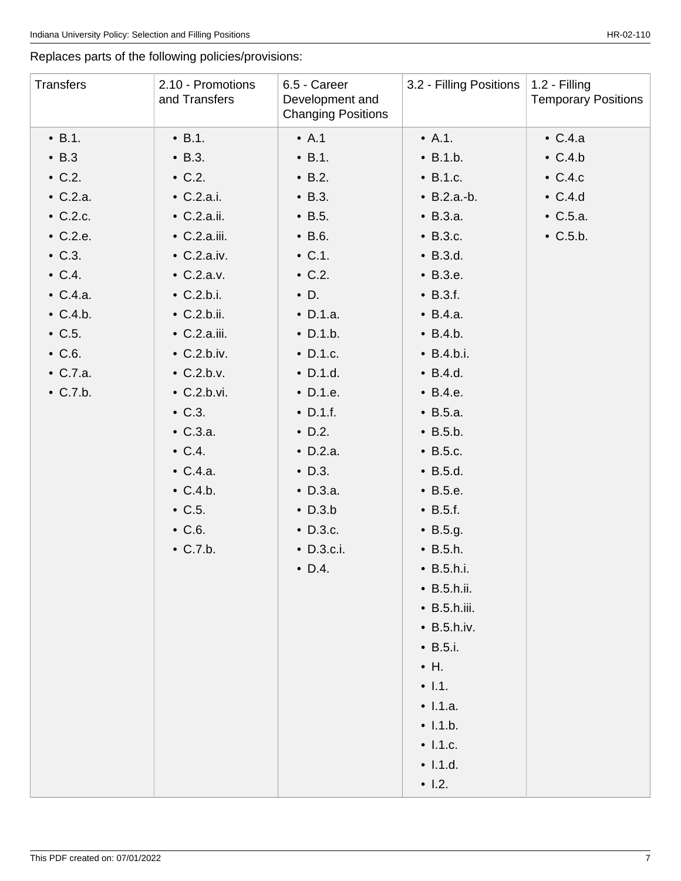Replaces parts of the following policies/provisions:

| Transfers | 2.10 - Promotions and Transfers | 6.5 - Career Development and Changing Positions | 3.2 - Filling Positions | 1.2 - Filling Temporary Positions |
|---|---|---|---|---|
| • B.1.<br>• B.3<br>• C.2.<br>• C.2.a.<br>• C.2.c.<br>• C.2.e.<br>• C.3.<br>• C.4.<br>• C.4.a.<br>• C.4.b.<br>• C.5.<br>• C.6.<br>• C.7.a.<br>• C.7.b. | • B.1.<br>• B.3.<br>• C.2.<br>• C.2.a.i.<br>• C.2.a.ii.<br>• C.2.a.iii.<br>• C.2.a.iv.<br>• C.2.a.v.<br>• C.2.b.i.<br>• C.2.b.ii.<br>• C.2.a.iii.<br>• C.2.b.iv.<br>• C.2.b.v.<br>• C.2.b.vi.<br>• C.3.<br>• C.3.a.<br>• C.4.<br>• C.4.a.<br>• C.4.b.<br>• C.5.<br>• C.6.<br>• C.7.b. | • A.1<br>• B.1.<br>• B.2.<br>• B.3.<br>• B.5.<br>• B.6.<br>• C.1.<br>• C.2.<br>• D.<br>• D.1.a.<br>• D.1.b.<br>• D.1.c.<br>• D.1.d.<br>• D.1.e.<br>• D.1.f.<br>• D.2.<br>• D.2.a.<br>• D.3.<br>• D.3.a.<br>• D.3.b<br>• D.3.c.<br>• D.3.c.i.<br>• D.4. | • A.1.<br>• B.1.b.<br>• B.1.c.<br>• B.2.a.-b.<br>• B.3.a.<br>• B.3.c.<br>• B.3.d.<br>• B.3.e.<br>• B.3.f.<br>• B.4.a.<br>• B.4.b.<br>• B.4.b.i.<br>• B.4.d.<br>• B.4.e.<br>• B.5.a.<br>• B.5.b.<br>• B.5.c.<br>• B.5.d.<br>• B.5.e.<br>• B.5.f.<br>• B.5.g.<br>• B.5.h.<br>• B.5.h.i.<br>• B.5.h.ii.<br>• B.5.h.iii.<br>• B.5.h.iv.<br>• B.5.i.<br>• H.<br>• I.1.<br>• I.1.a.<br>• I.1.b.<br>• I.1.c.<br>• I.1.d.<br>• I.2. | • C.4.a<br>• C.4.b<br>• C.4.c<br>• C.4.d<br>• C.5.a.<br>• C.5.b. |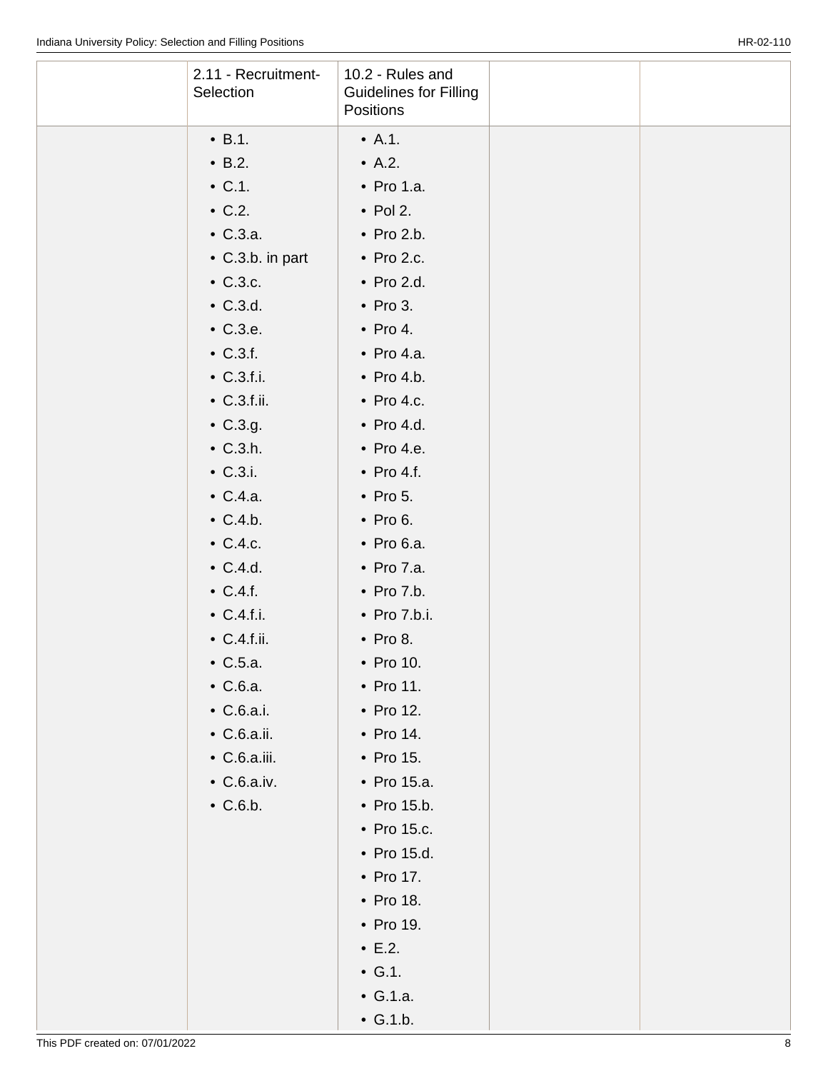| | 2.11 - Recruitment-Selection | 10.2 - Rules and Guidelines for Filling Positions | | |
|---|---|---|---|---|
| | • B.1.<br>• B.2.<br>• C.1.<br>• C.2.<br>• C.3.a.<br>• C.3.b. in part<br>• C.3.c.<br>• C.3.d.<br>• C.3.e.<br>• C.3.f.<br>• C.3.f.i.<br>• C.3.f.ii.<br>• C.3.g.<br>• C.3.h.<br>• C.3.i.<br>• C.4.a.<br>• C.4.b.<br>• C.4.c.<br>• C.4.d.<br>• C.4.f.<br>• C.4.f.i.<br>• C.4.f.ii.<br>• C.5.a.<br>• C.6.a.<br>• C.6.a.i.<br>• C.6.a.ii.<br>• C.6.a.iii.<br>• C.6.a.iv.<br>• C.6.b. | • A.1.<br>• A.2.<br>• Pro 1.a.<br>• Pol 2.<br>• Pro 2.b.<br>• Pro 2.c.<br>• Pro 2.d.<br>• Pro 3.<br>• Pro 4.<br>• Pro 4.a.<br>• Pro 4.b.<br>• Pro 4.c.<br>• Pro 4.d.<br>• Pro 4.e.<br>• Pro 4.f.<br>• Pro 5.<br>• Pro 6.<br>• Pro 6.a.<br>• Pro 7.a.<br>• Pro 7.b.<br>• Pro 7.b.i.<br>• Pro 8.<br>• Pro 10.<br>• Pro 11.<br>• Pro 12.<br>• Pro 14.<br>• Pro 15.<br>• Pro 15.a.<br>• Pro 15.b.<br>• Pro 15.c.<br>• Pro 15.d.<br>• Pro 17.<br>• Pro 18.<br>• Pro 19.<br>• E.2.<br>• G.1.<br>• G.1.a.<br>• G.1.b. | | |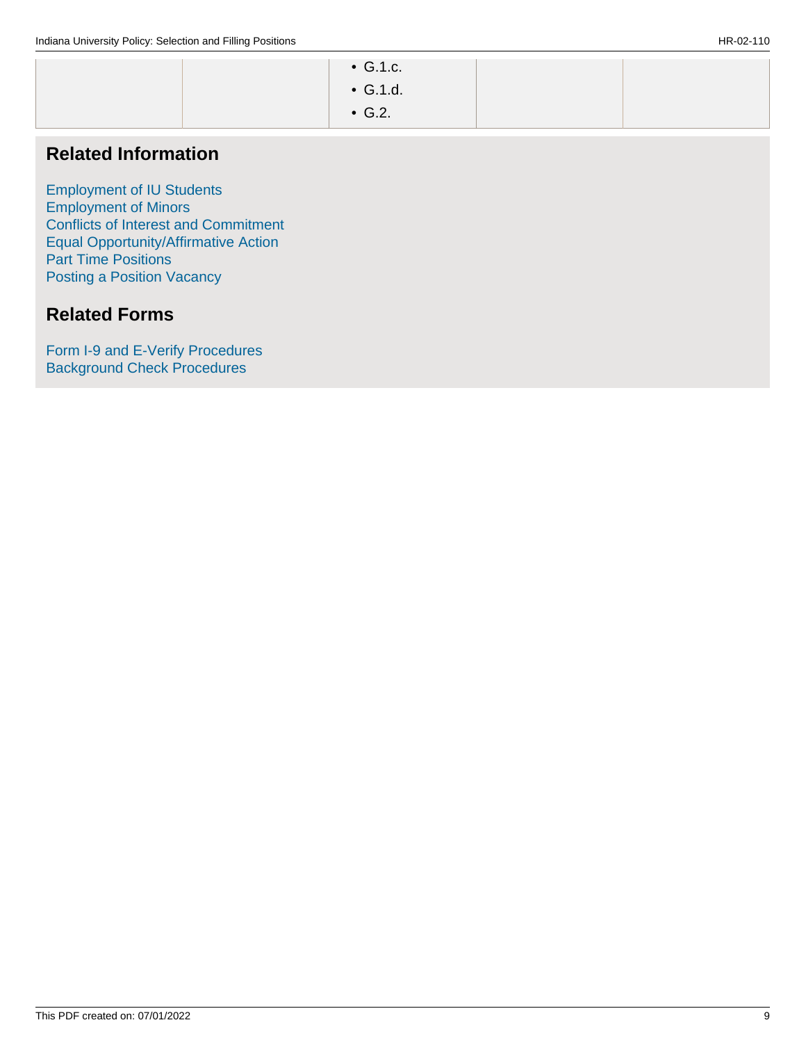| | | | | |
|---|---|---|---|---|
| | | • G.1.c.<br>• G.1.d.<br>• G.2. | | |

## Related Information

Employment of IU Students
Employment of Minors
Conflicts of Interest and Commitment
Equal Opportunity/Affirmative Action
Part Time Positions
Posting a Position Vacancy

## Related Forms

Form I-9 and E-Verify Procedures
Background Check Procedures